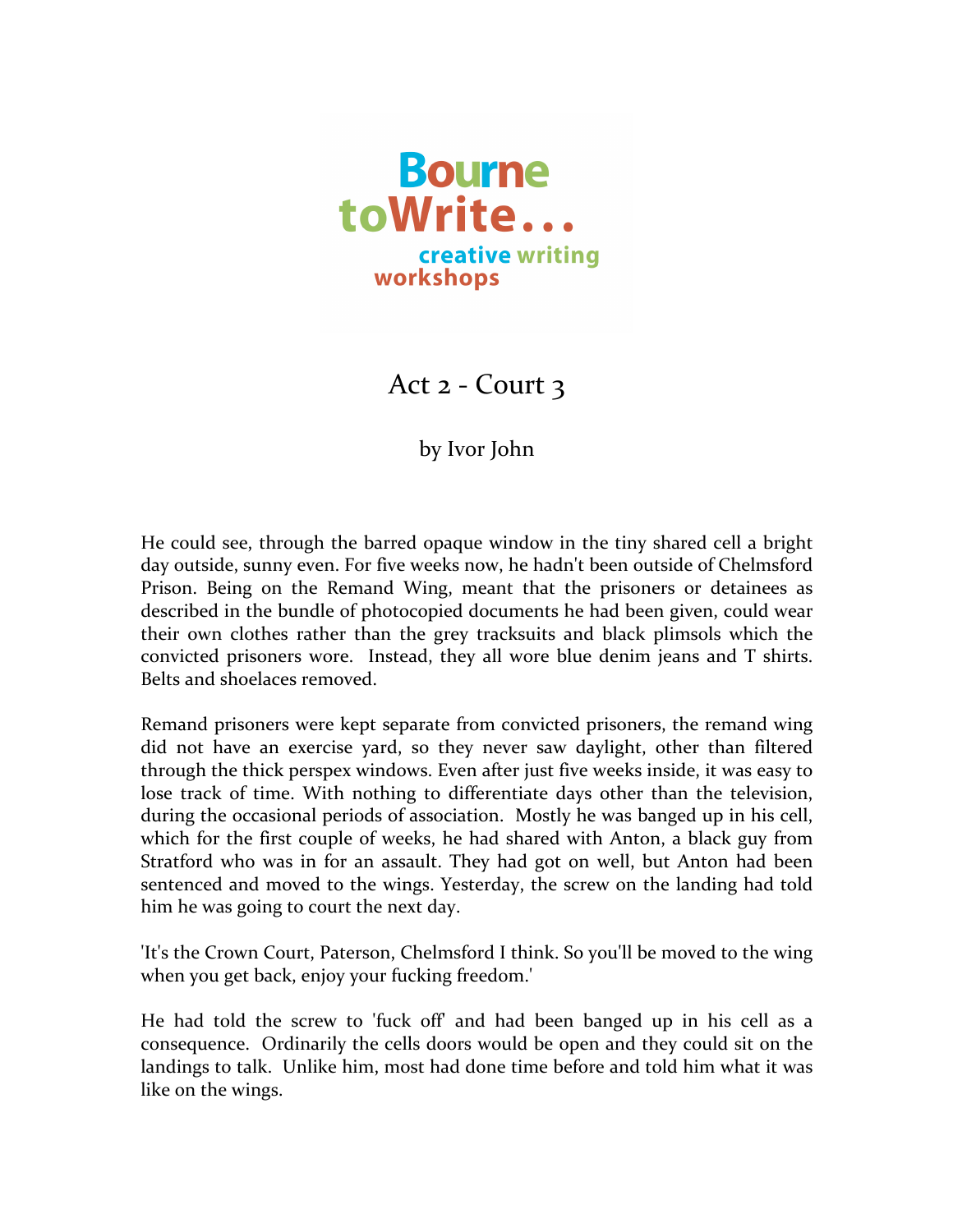Bourne toWrite... creative writing workshops

# Act 2 - Court 3

by Ivor John

He could see, through the barred opaque window in the tiny shared cell a bright day outside, sunny even. For five weeks now, he hadn't been outside of Chelmsford Prison. Being on the Remand Wing, meant that the prisoners or detainees as described in the bundle of photocopied documents he had been given, could wear their own clothes rather than the grey tracksuits and black plimsols which the convicted prisoners wore. Instead, they all wore blue denim jeans and T shirts. Belts and shoelaces removed.

Remand prisoners were kept separate from convicted prisoners, the remand wing did not have an exercise yard, so they never saw daylight, other than filtered through the thick perspex windows. Even after just five weeks inside, it was easy to lose track of time. With nothing to differentiate days other than the television, during the occasional periods of association. Mostly he was banged up in his cell, which for the first couple of weeks, he had shared with Anton, a black guy from Stratford who was in for an assault. They had got on well, but Anton had been sentenced and moved to the wings. Yesterday, the screw on the landing had told him he was going to court the next day.

'It's the Crown Court, Paterson, Chelmsford I think. So you'll be moved to the wing when you get back, enjoy your fucking freedom.'

He had told the screw to 'fuck off' and had been banged up in his cell as a consequence. Ordinarily the cells doors would be open and they could sit on the landings to talk. Unlike him, most had done time before and told him what it was like on the wings.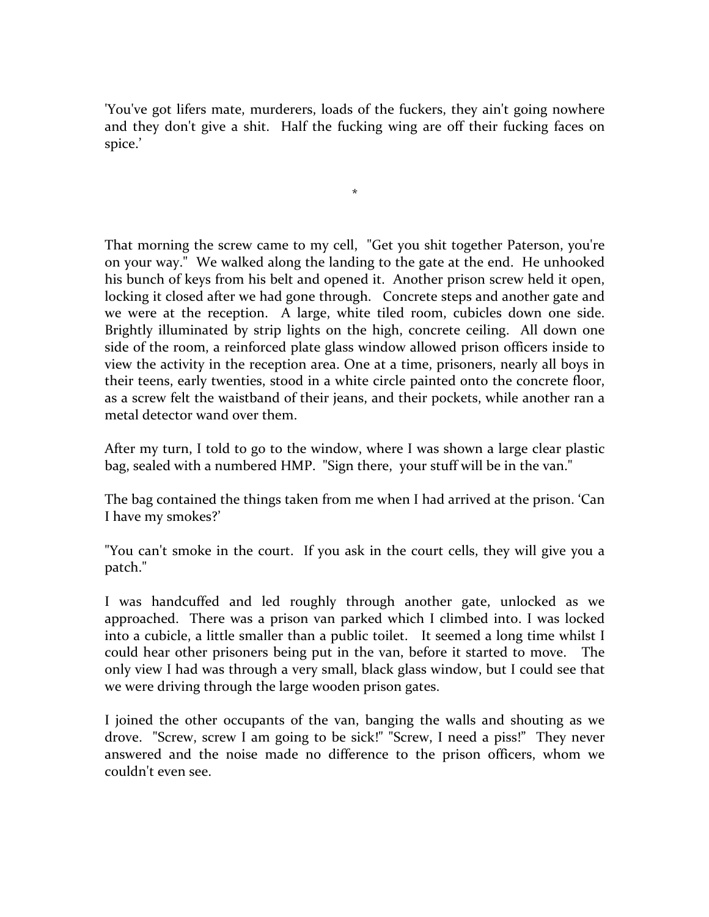'You've got lifers mate, murderers, loads of the fuckers, they ain't going nowhere and they don't give a shit. Half the fucking wing are off their fucking faces on spice.'

*

That morning the screw came to my cell, "Get you shit together Paterson, you're on your way." We walked along the landing to the gate at the end. He unhooked his bunch of keys from his belt and opened it. Another prison screw held it open, locking it closed after we had gone through. Concrete steps and another gate and we were at the reception. A large, white tiled room, cubicles down one side. Brightly illuminated by strip lights on the high, concrete ceiling. All down one side of the room, a reinforced plate glass window allowed prison officers inside to view the activity in the reception area. One at a time, prisoners, nearly all boys in their teens, early twenties, stood in a white circle painted onto the concrete floor, as a screw felt the waistband of their jeans, and their pockets, while another ran a metal detector wand over them.

After my turn, I told to go to the window, where I was shown a large clear plastic bag, sealed with a numbered HMP. "Sign there, your stuff will be in the van."

The bag contained the things taken from me when I had arrived at the prison. 'Can I have my smokes?'

"You can't smoke in the court. If you ask in the court cells, they will give you a patch."

I was handcuffed and led roughly through another gate, unlocked as we approached. There was a prison van parked which I climbed into. I was locked into a cubicle, a little smaller than a public toilet. It seemed a long time whilst I could hear other prisoners being put in the van, before it started to move. The only view I had was through a very small, black glass window, but I could see that we were driving through the large wooden prison gates.

I joined the other occupants of the van, banging the walls and shouting as we drove. "Screw, screw I am going to be sick!" "Screw, I need a piss!" They never answered and the noise made no difference to the prison officers, whom we couldn't even see.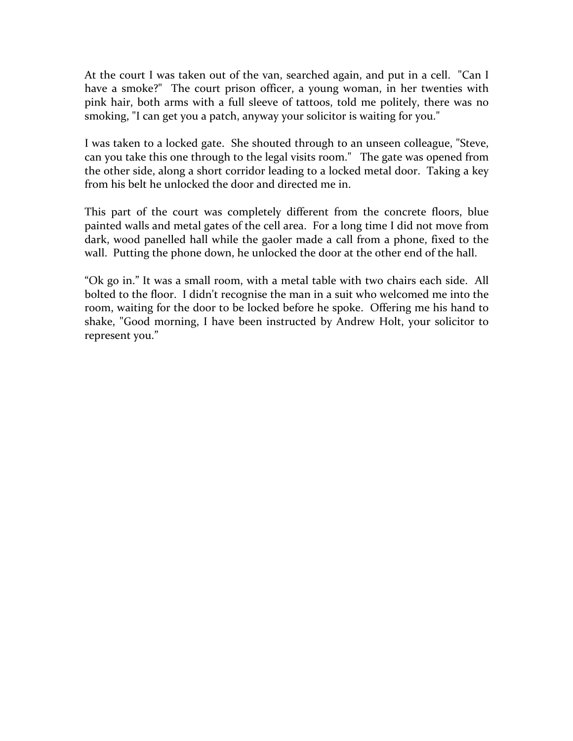At the court I was taken out of the van, searched again, and put in a cell. "Can I have a smoke?" The court prison officer, a young woman, in her twenties with pink hair, both arms with a full sleeve of tattoos, told me politely, there was no smoking, "I can get you a patch, anyway your solicitor is waiting for you."

I was taken to a locked gate. She shouted through to an unseen colleague, "Steve, can you take this one through to the legal visits room." The gate was opened from the other side, along a short corridor leading to a locked metal door. Taking a key from his belt he unlocked the door and directed me in.

This part of the court was completely different from the concrete floors, blue painted walls and metal gates of the cell area. For a long time I did not move from dark, wood panelled hall while the gaoler made a call from a phone, fixed to the wall. Putting the phone down, he unlocked the door at the other end of the hall.

"Ok go in." It was a small room, with a metal table with two chairs each side. All bolted to the floor. I didn't recognise the man in a suit who welcomed me into the room, waiting for the door to be locked before he spoke. Offering me his hand to shake, "Good morning, I have been instructed by Andrew Holt, your solicitor to represent you."